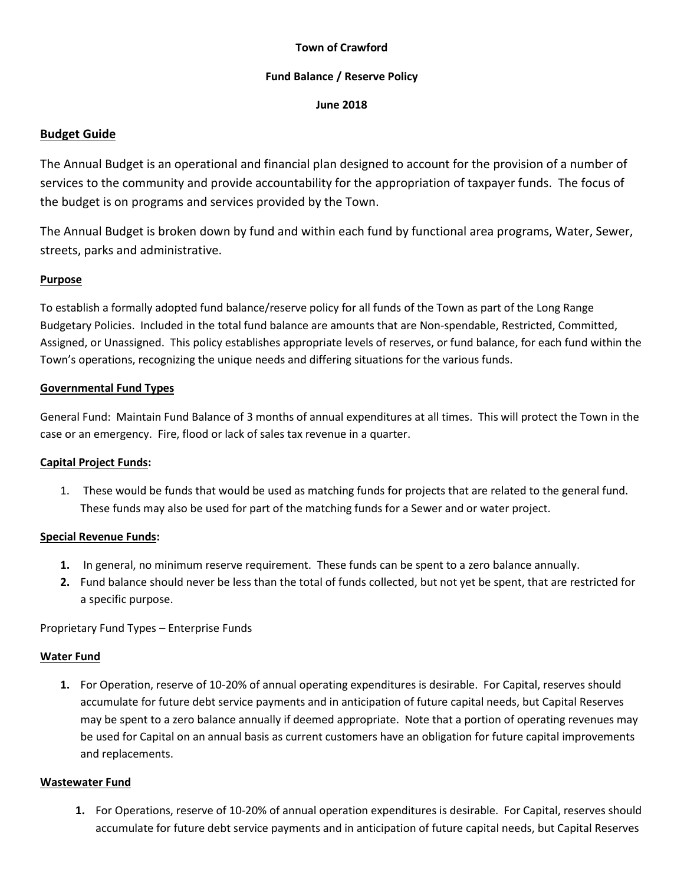**Town of Crawford**

**Fund Balance / Reserve Policy**

**June 2018**

## Budget Guide

The Annual Budget is an operational and financial plan designed to account for the provision of a number of services to the community and provide accountability for the appropriation of taxpayer funds. The focus of the budget is on programs and services provided by the Town.

The Annual Budget is broken down by fund and within each fund by functional area programs, Water, Sewer, streets, parks and administrative.

### Purpose

To establish a formally adopted fund balance/reserve policy for all funds of the Town as part of the Long Range Budgetary Policies. Included in the total fund balance are amounts that are Non-spendable, Restricted, Committed, Assigned, or Unassigned. This policy establishes appropriate levels of reserves, or fund balance, for each fund within the Town's operations, recognizing the unique needs and differing situations for the various funds.

### Governmental Fund Types

General Fund: Maintain Fund Balance of 3 months of annual expenditures at all times. This will protect the Town in the case or an emergency. Fire, flood or lack of sales tax revenue in a quarter.

### Capital Project Funds:

1. These would be funds that would be used as matching funds for projects that are related to the general fund. These funds may also be used for part of the matching funds for a Sewer and or water project.

### Special Revenue Funds:

1. In general, no minimum reserve requirement. These funds can be spent to a zero balance annually.
2. Fund balance should never be less than the total of funds collected, but not yet be spent, that are restricted for a specific purpose.

Proprietary Fund Types – Enterprise Funds

### Water Fund

1. For Operation, reserve of 10-20% of annual operating expenditures is desirable. For Capital, reserves should accumulate for future debt service payments and in anticipation of future capital needs, but Capital Reserves may be spent to a zero balance annually if deemed appropriate. Note that a portion of operating revenues may be used for Capital on an annual basis as current customers have an obligation for future capital improvements and replacements.

### Wastewater Fund

1. For Operations, reserve of 10-20% of annual operation expenditures is desirable. For Capital, reserves should accumulate for future debt service payments and in anticipation of future capital needs, but Capital Reserves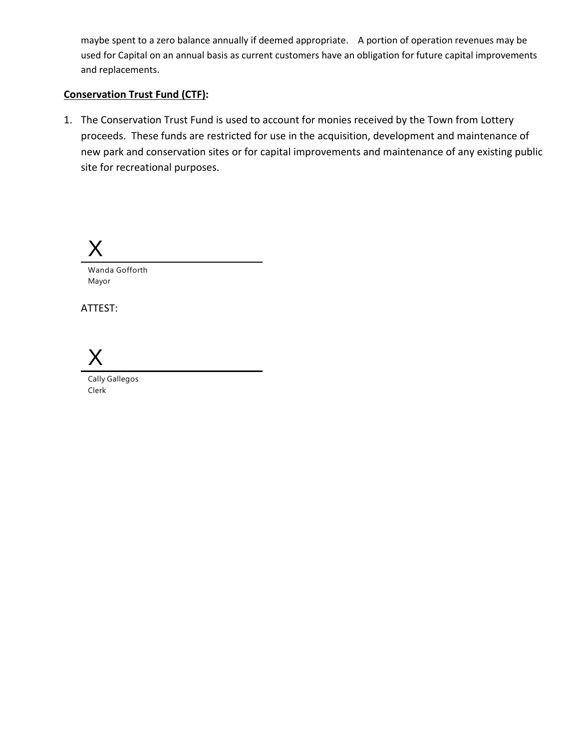maybe spent to a zero balance annually if deemed appropriate. A portion of operation revenues may be used for Capital on an annual basis as current customers have an obligation for future capital improvements and replacements.

**Conservation Trust Fund (CTF):**

1. The Conservation Trust Fund is used to account for monies received by the Town from Lottery proceeds. These funds are restricted for use in the acquisition, development and maintenance of new park and conservation sites or for capital improvements and maintenance of any existing public site for recreational purposes.

X ______________________________

Wanda Gofforth
Mayor

ATTEST:

X ______________________________

Cally Gallegos
Clerk